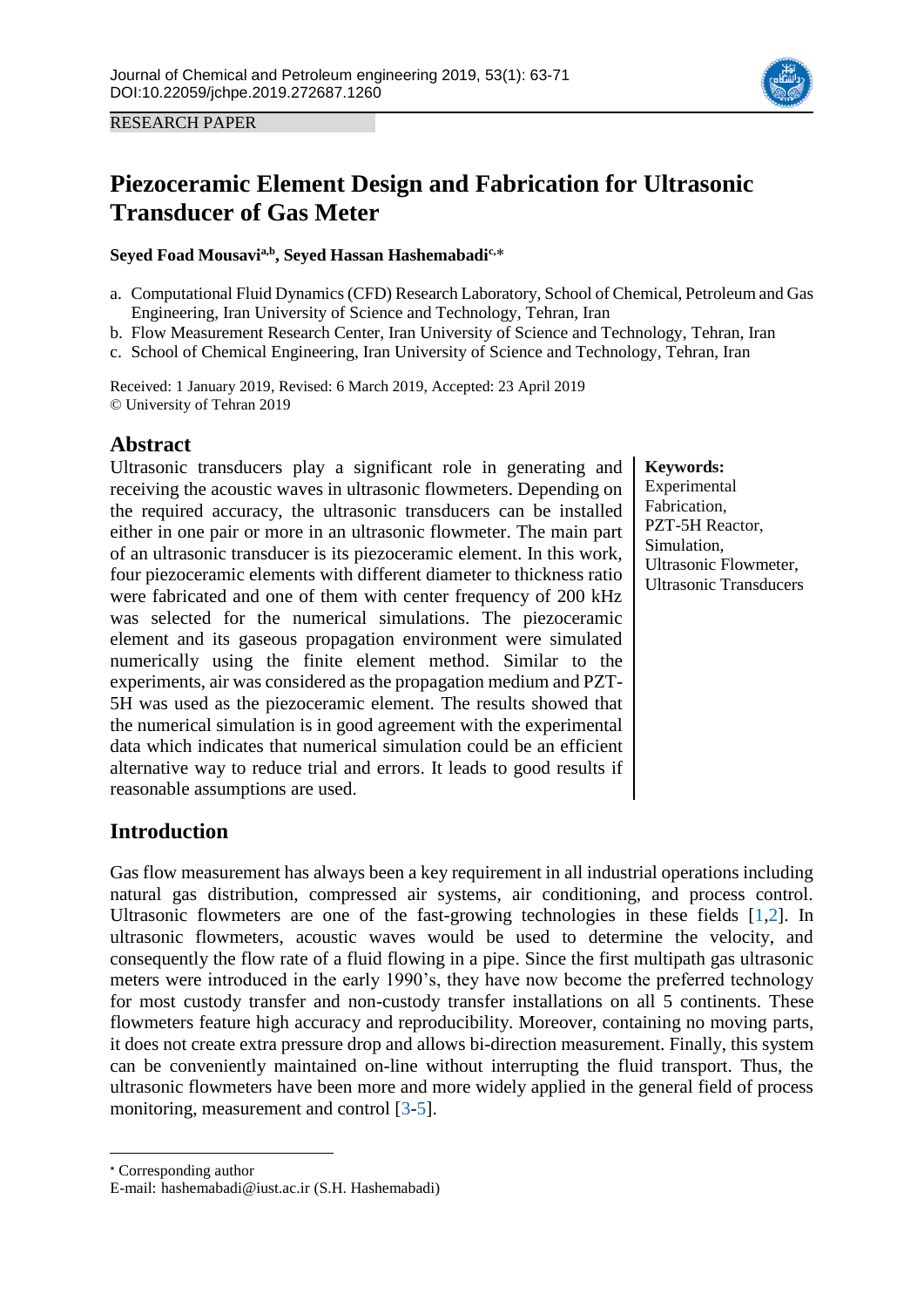RESEARCH PAPER

# Piezoceramic Element Design and Fabrication for Ultrasonic Transducer of Gas Meter

**Seyed Foad Mousavi[a,b], Seyed Hassan Hashemabadi[c,*]**

a. Computational Fluid Dynamics (CFD) Research Laboratory, School of Chemical, Petroleum and Gas Engineering, Iran University of Science and Technology, Tehran, Iran
b. Flow Measurement Research Center, Iran University of Science and Technology, Tehran, Iran
c. School of Chemical Engineering, Iran University of Science and Technology, Tehran, Iran

Received: 1 January 2019, Revised: 6 March 2019, Accepted: 23 April 2019
© University of Tehran 2019

## Abstract

Ultrasonic transducers play a significant role in generating and receiving the acoustic waves in ultrasonic flowmeters. Depending on the required accuracy, the ultrasonic transducers can be installed either in one pair or more in an ultrasonic flowmeter. The main part of an ultrasonic transducer is its piezoceramic element. In this work, four piezoceramic elements with different diameter to thickness ratio were fabricated and one of them with center frequency of 200 kHz was selected for the numerical simulations. The piezoceramic element and its gaseous propagation environment were simulated numerically using the finite element method. Similar to the experiments, air was considered as the propagation medium and PZT-5H was used as the piezoceramic element. The results showed that the numerical simulation is in good agreement with the experimental data which indicates that numerical simulation could be an efficient alternative way to reduce trial and errors. It leads to good results if reasonable assumptions are used.

**Keywords:**
Experimental Fabrication,
PZT-5H Reactor,
Simulation,
Ultrasonic Flowmeter,
Ultrasonic Transducers

## Introduction

Gas flow measurement has always been a key requirement in all industrial operations including natural gas distribution, compressed air systems, air conditioning, and process control. Ultrasonic flowmeters are one of the fast-growing technologies in these fields [1,2]. In ultrasonic flowmeters, acoustic waves would be used to determine the velocity, and consequently the flow rate of a fluid flowing in a pipe. Since the first multipath gas ultrasonic meters were introduced in the early 1990's, they have now become the preferred technology for most custody transfer and non-custody transfer installations on all 5 continents. These flowmeters feature high accuracy and reproducibility. Moreover, containing no moving parts, it does not create extra pressure drop and allows bi-direction measurement. Finally, this system can be conveniently maintained on-line without interrupting the fluid transport. Thus, the ultrasonic flowmeters have been more and more widely applied in the general field of process monitoring, measurement and control [3-5].

[*] Corresponding author
E-mail: hashemabadi@iust.ac.ir (S.H. Hashemabadi)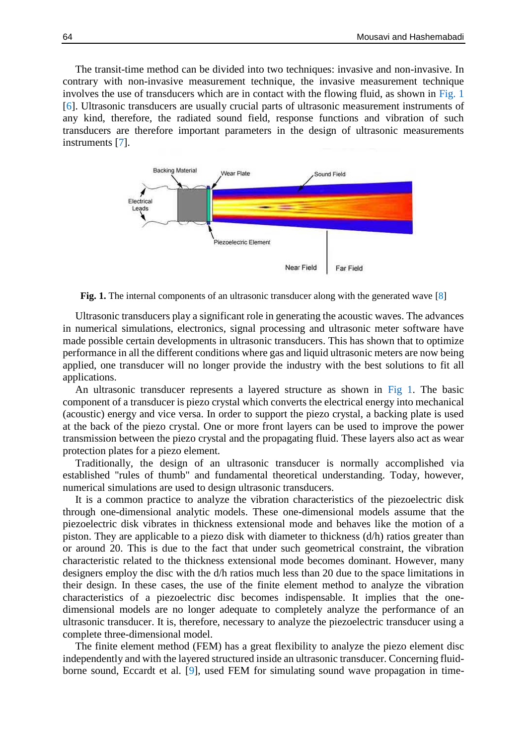The transit-time method can be divided into two techniques: invasive and non-invasive. In contrary with non-invasive measurement technique, the invasive measurement technique involves the use of transducers which are in contact with the flowing fluid, as shown in Fig. 1 [6]. Ultrasonic transducers are usually crucial parts of ultrasonic measurement instruments of any kind, therefore, the radiated sound field, response functions and vibration of such transducers are therefore important parameters in the design of ultrasonic measurements instruments [7].

**Fig. 1.** The internal components of an ultrasonic transducer along with the generated wave [8]

Ultrasonic transducers play a significant role in generating the acoustic waves. The advances in numerical simulations, electronics, signal processing and ultrasonic meter software have made possible certain developments in ultrasonic transducers. This has shown that to optimize performance in all the different conditions where gas and liquid ultrasonic meters are now being applied, one transducer will no longer provide the industry with the best solutions to fit all applications.

An ultrasonic transducer represents a layered structure as shown in Fig 1. The basic component of a transducer is piezo crystal which converts the electrical energy into mechanical (acoustic) energy and vice versa. In order to support the piezo crystal, a backing plate is used at the back of the piezo crystal. One or more front layers can be used to improve the power transmission between the piezo crystal and the propagating fluid. These layers also act as wear protection plates for a piezo element.

Traditionally, the design of an ultrasonic transducer is normally accomplished via established "rules of thumb" and fundamental theoretical understanding. Today, however, numerical simulations are used to design ultrasonic transducers.

It is a common practice to analyze the vibration characteristics of the piezoelectric disk through one-dimensional analytic models. These one-dimensional models assume that the piezoelectric disk vibrates in thickness extensional mode and behaves like the motion of a piston. They are applicable to a piezo disk with diameter to thickness (d/h) ratios greater than or around 20. This is due to the fact that under such geometrical constraint, the vibration characteristic related to the thickness extensional mode becomes dominant. However, many designers employ the disc with the d/h ratios much less than 20 due to the space limitations in their design. In these cases, the use of the finite element method to analyze the vibration characteristics of a piezoelectric disc becomes indispensable. It implies that the one-dimensional models are no longer adequate to completely analyze the performance of an ultrasonic transducer. It is, therefore, necessary to analyze the piezoelectric transducer using a complete three-dimensional model.

The finite element method (FEM) has a great flexibility to analyze the piezo element disc independently and with the layered structured inside an ultrasonic transducer. Concerning fluid-borne sound, Eccardt et al. [9], used FEM for simulating sound wave propagation in time-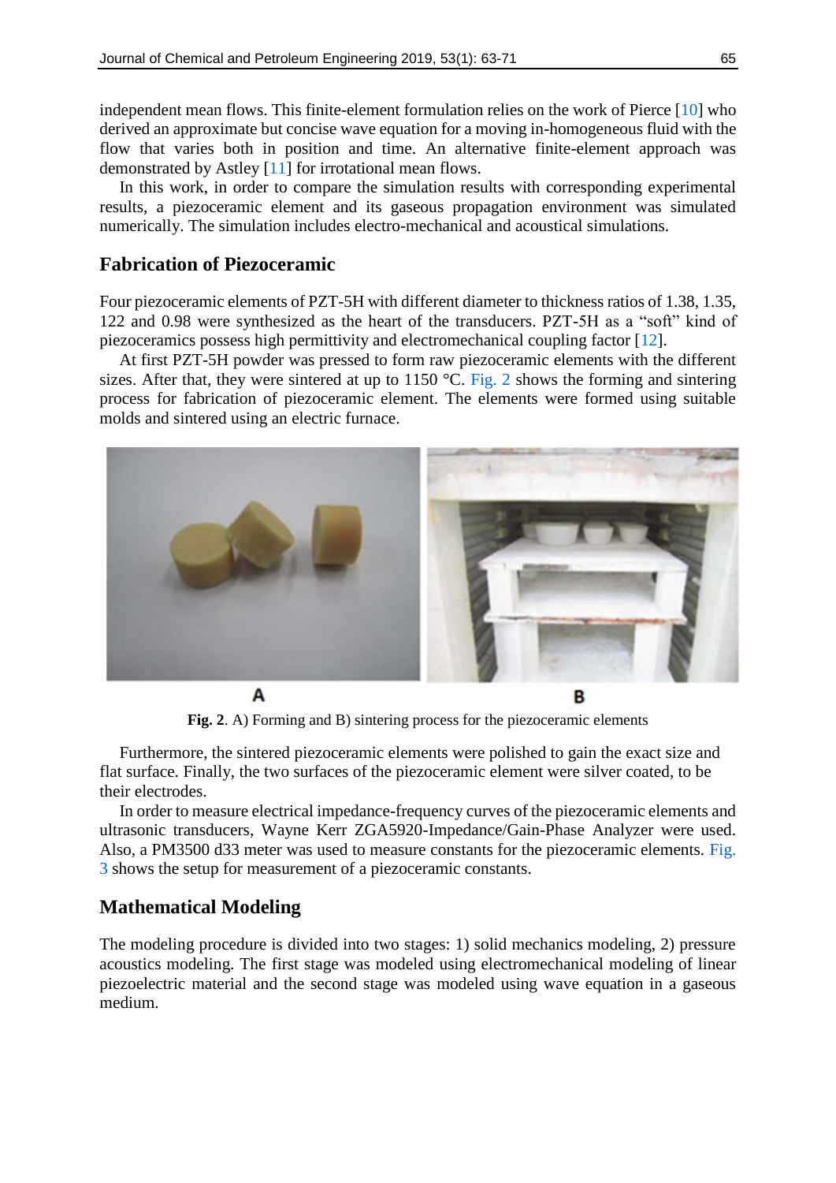independent mean flows. This finite-element formulation relies on the work of Pierce [10] who derived an approximate but concise wave equation for a moving in-homogeneous fluid with the flow that varies both in position and time. An alternative finite-element approach was demonstrated by Astley [11] for irrotational mean flows.

In this work, in order to compare the simulation results with corresponding experimental results, a piezoceramic element and its gaseous propagation environment was simulated numerically. The simulation includes electro-mechanical and acoustical simulations.

## Fabrication of Piezoceramic

Four piezoceramic elements of PZT-5H with different diameter to thickness ratios of 1.38, 1.35, 122 and 0.98 were synthesized as the heart of the transducers. PZT-5H as a "soft" kind of piezoceramics possess high permittivity and electromechanical coupling factor [12].

At first PZT-5H powder was pressed to form raw piezoceramic elements with the different sizes. After that, they were sintered at up to 1150 °C. Fig. 2 shows the forming and sintering process for fabrication of piezoceramic element. The elements were formed using suitable molds and sintered using an electric furnace.

**Fig. 2**. A) Forming and B) sintering process for the piezoceramic elements

Furthermore, the sintered piezoceramic elements were polished to gain the exact size and flat surface. Finally, the two surfaces of the piezoceramic element were silver coated, to be their electrodes.

In order to measure electrical impedance-frequency curves of the piezoceramic elements and ultrasonic transducers, Wayne Kerr ZGA5920-Impedance/Gain-Phase Analyzer were used. Also, a PM3500 d33 meter was used to measure constants for the piezoceramic elements. Fig. 3 shows the setup for measurement of a piezoceramic constants.

## Mathematical Modeling

The modeling procedure is divided into two stages: 1) solid mechanics modeling, 2) pressure acoustics modeling. The first stage was modeled using electromechanical modeling of linear piezoelectric material and the second stage was modeled using wave equation in a gaseous medium.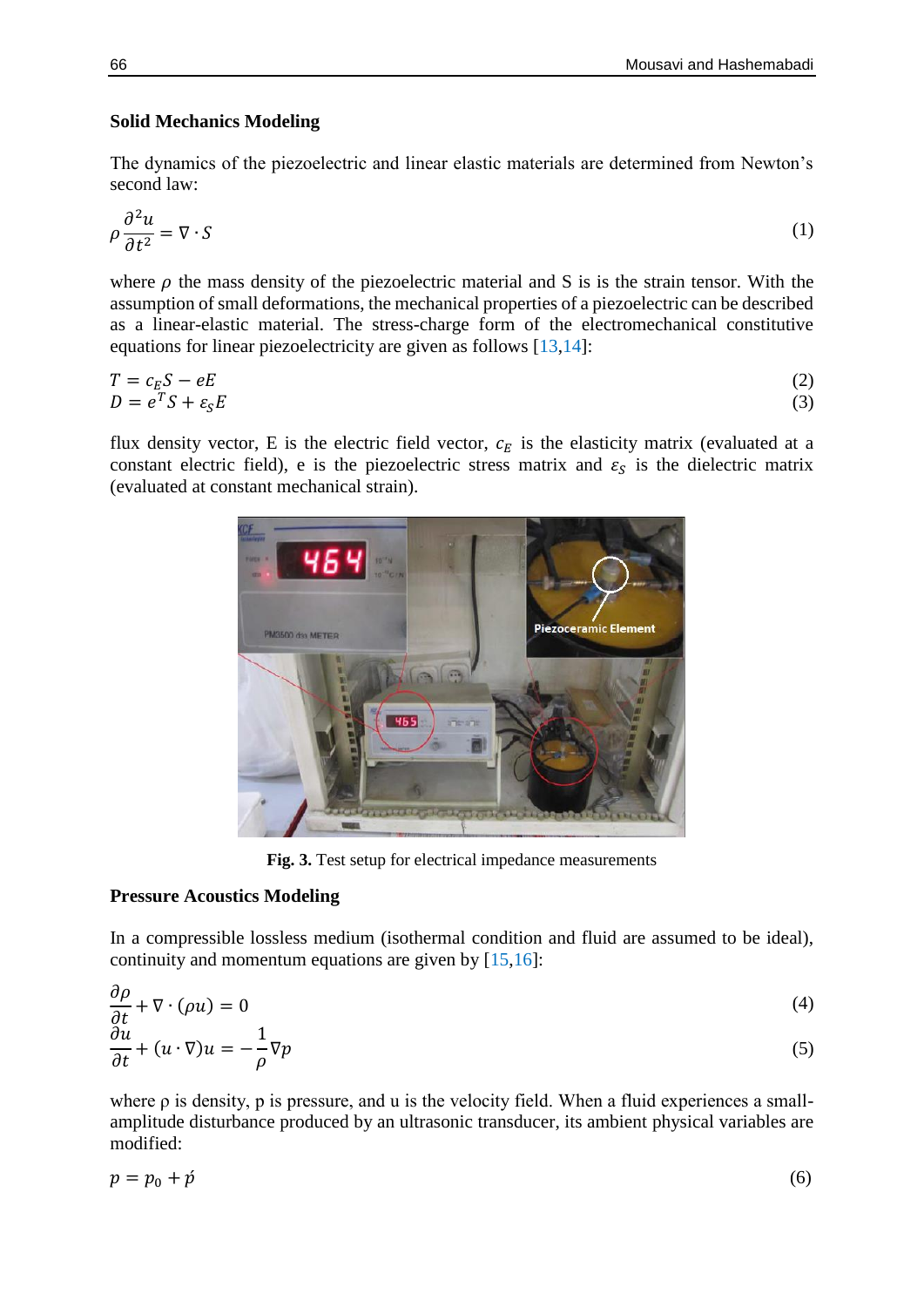**Solid Mechanics Modeling**

The dynamics of the piezoelectric and linear elastic materials are determined from Newton's second law:

$$\rho \frac{\partial^2 u}{\partial t^2} = \nabla \cdot S \tag{1}$$

where $\rho$ the mass density of the piezoelectric material and S is is the strain tensor. With the assumption of small deformations, the mechanical properties of a piezoelectric can be described as a linear-elastic material. The stress-charge form of the electromechanical constitutive equations for linear piezoelectricity are given as follows [13,14]:

$$T = c_E S - eE \tag{2}$$

$$D = e^T S + \varepsilon_S E \tag{3}$$

flux density vector, E is the electric field vector, $c_E$ is the elasticity matrix (evaluated at a constant electric field), e is the piezoelectric stress matrix and $\varepsilon_S$ is the dielectric matrix (evaluated at constant mechanical strain).

**Fig. 3.** Test setup for electrical impedance measurements

**Pressure Acoustics Modeling**

In a compressible lossless medium (isothermal condition and fluid are assumed to be ideal), continuity and momentum equations are given by [15,16]:

$$\frac{\partial \rho}{\partial t} + \nabla \cdot (\rho u) = 0 \tag{4}$$

$$\frac{\partial u}{\partial t} + (u \cdot \nabla) u = -\frac{1}{\rho} \nabla p \tag{5}$$

where ρ is density, p is pressure, and u is the velocity field. When a fluid experiences a small-amplitude disturbance produced by an ultrasonic transducer, its ambient physical variables are modified:

$$p = p_0 + \acute{p} \tag{6}$$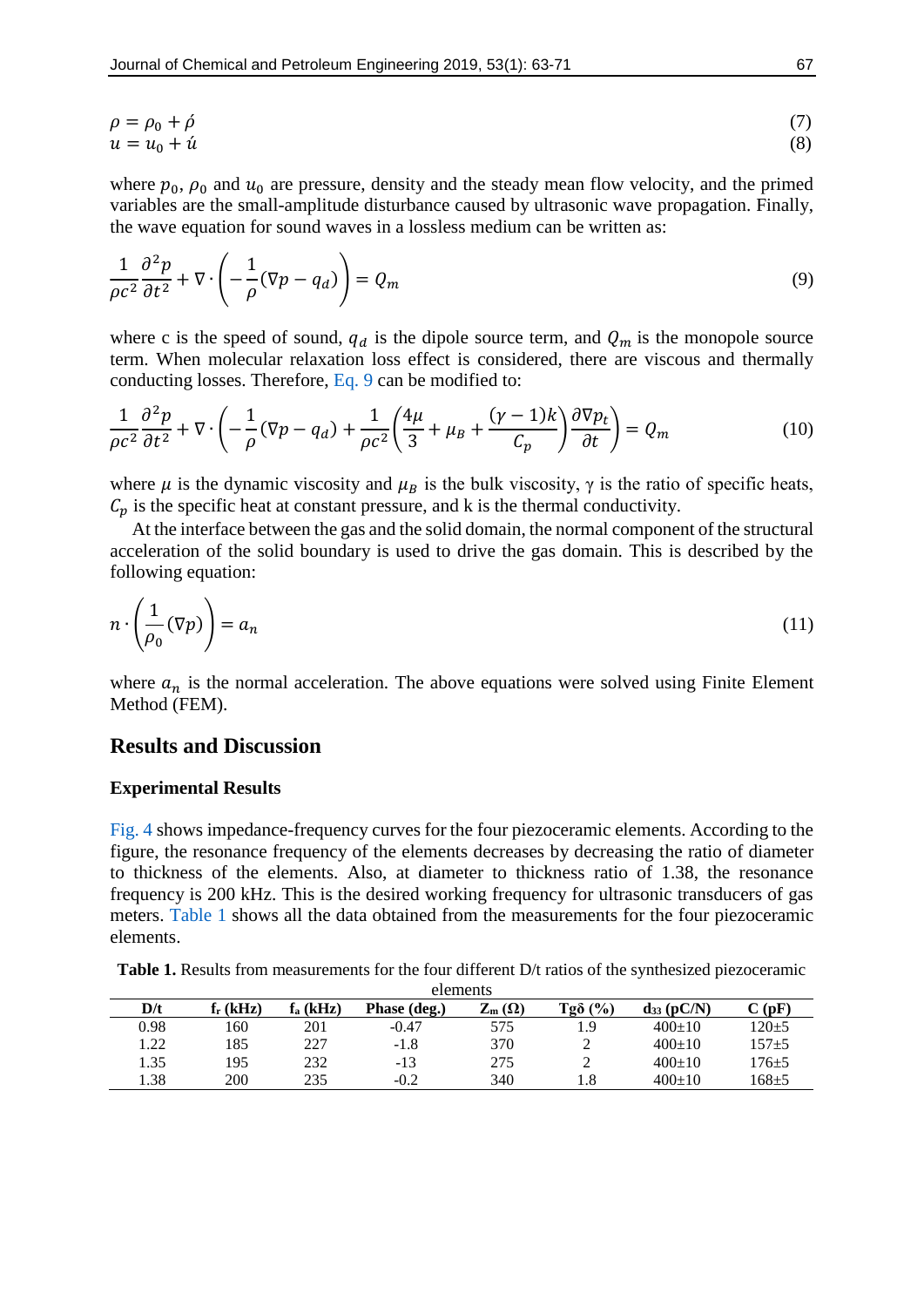$$\rho = \rho_0 + \acute{\rho} \tag{7}$$

$$u = u_0 + \acute{u} \tag{8}$$

where $p_0$, $\rho_0$ and $u_0$ are pressure, density and the steady mean flow velocity, and the primed variables are the small-amplitude disturbance caused by ultrasonic wave propagation. Finally, the wave equation for sound waves in a lossless medium can be written as:

$$\frac{1}{\rho c^2}\frac{\partial^2 p}{\partial t^2} + \nabla \cdot \left(-\frac{1}{\rho}(\nabla p - q_d)\right) = Q_m \tag{9}$$

where c is the speed of sound, $q_d$ is the dipole source term, and $Q_m$ is the monopole source term. When molecular relaxation loss effect is considered, there are viscous and thermally conducting losses. Therefore, Eq. 9 can be modified to:

$$\frac{1}{\rho c^2}\frac{\partial^2 p}{\partial t^2} + \nabla \cdot \left(-\frac{1}{\rho}(\nabla p - q_d) + \frac{1}{\rho c^2}\left(\frac{4\mu}{3} + \mu_B + \frac{(\gamma - 1)k}{C_p}\right)\frac{\partial \nabla p_t}{\partial t}\right) = Q_m \tag{10}$$

where $\mu$ is the dynamic viscosity and $\mu_B$ is the bulk viscosity, $\gamma$ is the ratio of specific heats, $C_p$ is the specific heat at constant pressure, and k is the thermal conductivity.

At the interface between the gas and the solid domain, the normal component of the structural acceleration of the solid boundary is used to drive the gas domain. This is described by the following equation:

$$n \cdot \left(\frac{1}{\rho_0}(\nabla p)\right) = a_n \tag{11}$$

where $a_n$ is the normal acceleration. The above equations were solved using Finite Element Method (FEM).

## Results and Discussion

### Experimental Results

Fig. 4 shows impedance-frequency curves for the four piezoceramic elements. According to the figure, the resonance frequency of the elements decreases by decreasing the ratio of diameter to thickness of the elements. Also, at diameter to thickness ratio of 1.38, the resonance frequency is 200 kHz. This is the desired working frequency for ultrasonic transducers of gas meters. Table 1 shows all the data obtained from the measurements for the four piezoceramic elements.

**Table 1.** Results from measurements for the four different D/t ratios of the synthesized piezoceramic elements

| D/t | $f_r$ (kHz) | $f_a$ (kHz) | Phase (deg.) | $Z_m$ (Ω) | Tgδ (%) | $d_{33}$ (pC/N) | C (pF) |
|---|---|---|---|---|---|---|---|
| 0.98 | 160 | 201 | -0.47 | 575 | 1.9 | 400±10 | 120±5 |
| 1.22 | 185 | 227 | -1.8 | 370 | 2 | 400±10 | 157±5 |
| 1.35 | 195 | 232 | -13 | 275 | 2 | 400±10 | 176±5 |
| 1.38 | 200 | 235 | -0.2 | 340 | 1.8 | 400±10 | 168±5 |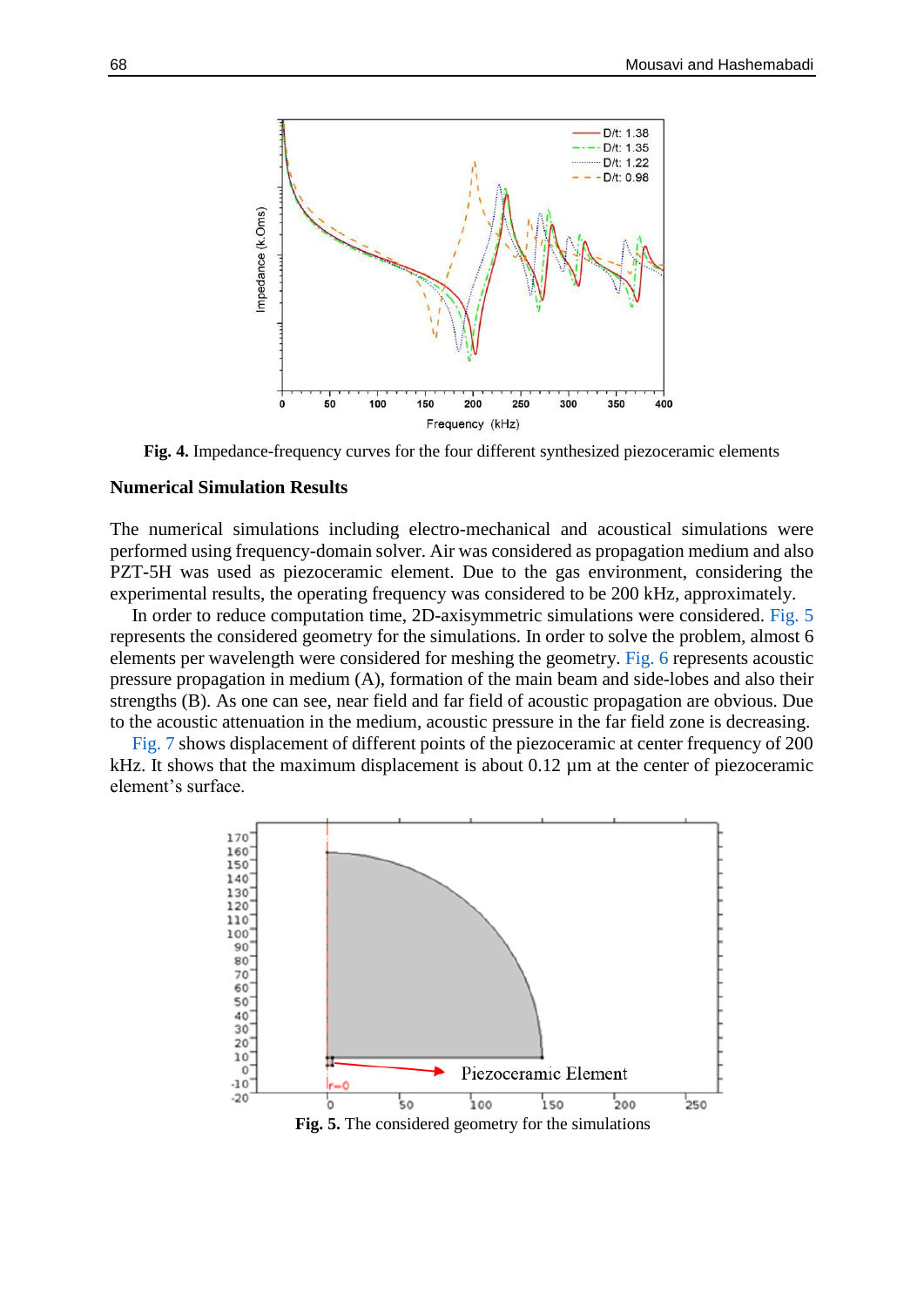**Fig. 4.** Impedance-frequency curves for the four different synthesized piezoceramic elements

## Numerical Simulation Results

The numerical simulations including electro-mechanical and acoustical simulations were performed using frequency-domain solver. Air was considered as propagation medium and also PZT-5H was used as piezoceramic element. Due to the gas environment, considering the experimental results, the operating frequency was considered to be 200 kHz, approximately.

In order to reduce computation time, 2D-axisymmetric simulations were considered. Fig. 5 represents the considered geometry for the simulations. In order to solve the problem, almost 6 elements per wavelength were considered for meshing the geometry. Fig. 6 represents acoustic pressure propagation in medium (A), formation of the main beam and side-lobes and also their strengths (B). As one can see, near field and far field of acoustic propagation are obvious. Due to the acoustic attenuation in the medium, acoustic pressure in the far field zone is decreasing.

Fig. 7 shows displacement of different points of the piezoceramic at center frequency of 200 kHz. It shows that the maximum displacement is about 0.12 μm at the center of piezoceramic element's surface.

**Fig. 5.** The considered geometry for the simulations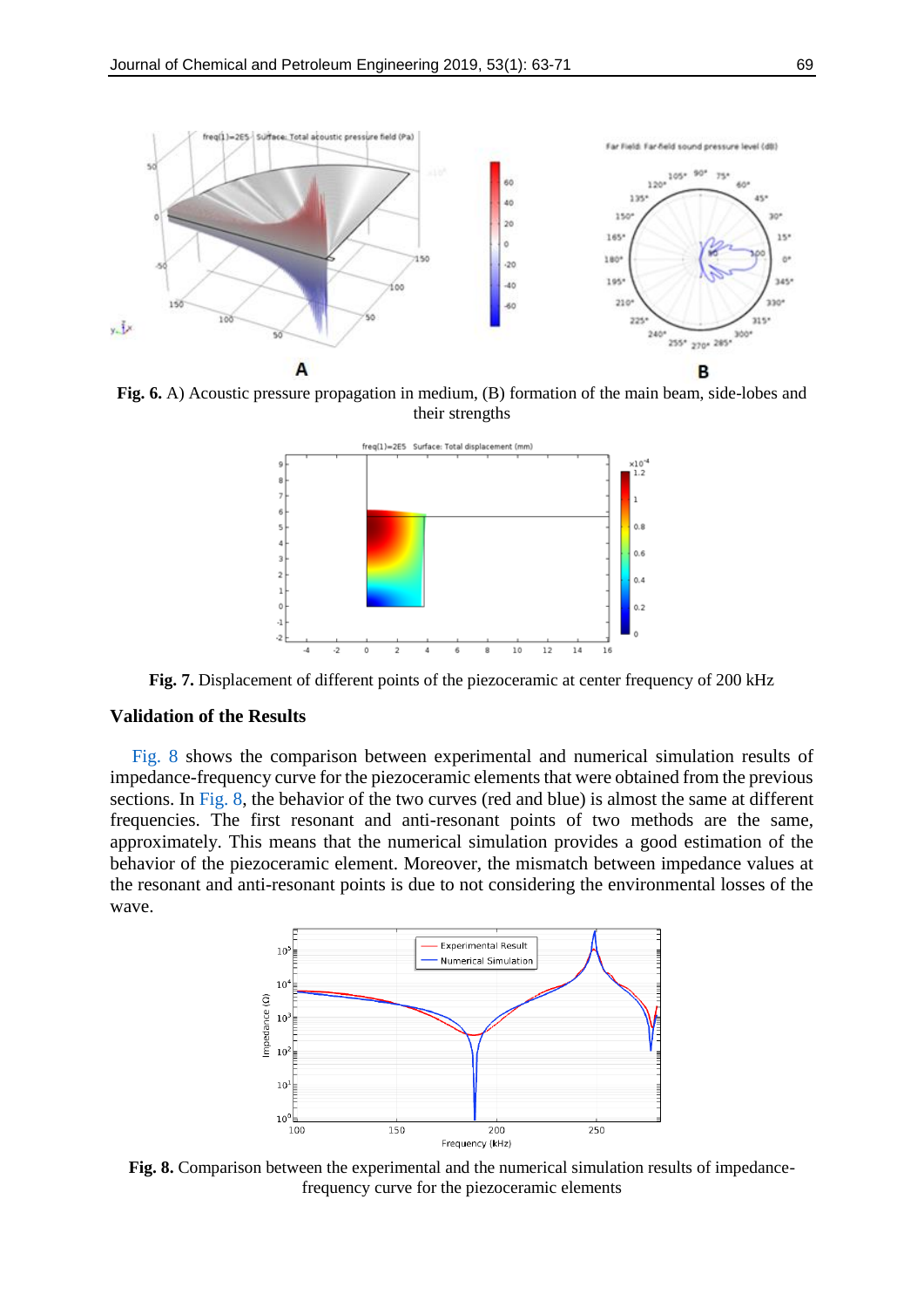**Fig. 6.** A) Acoustic pressure propagation in medium, (B) formation of the main beam, side-lobes and their strengths

**Fig. 7.** Displacement of different points of the piezoceramic at center frequency of 200 kHz

### Validation of the Results

Fig. 8 shows the comparison between experimental and numerical simulation results of impedance-frequency curve for the piezoceramic elements that were obtained from the previous sections. In Fig. 8, the behavior of the two curves (red and blue) is almost the same at different frequencies. The first resonant and anti-resonant points of two methods are the same, approximately. This means that the numerical simulation provides a good estimation of the behavior of the piezoceramic element. Moreover, the mismatch between impedance values at the resonant and anti-resonant points is due to not considering the environmental losses of the wave.

**Fig. 8.** Comparison between the experimental and the numerical simulation results of impedance-frequency curve for the piezoceramic elements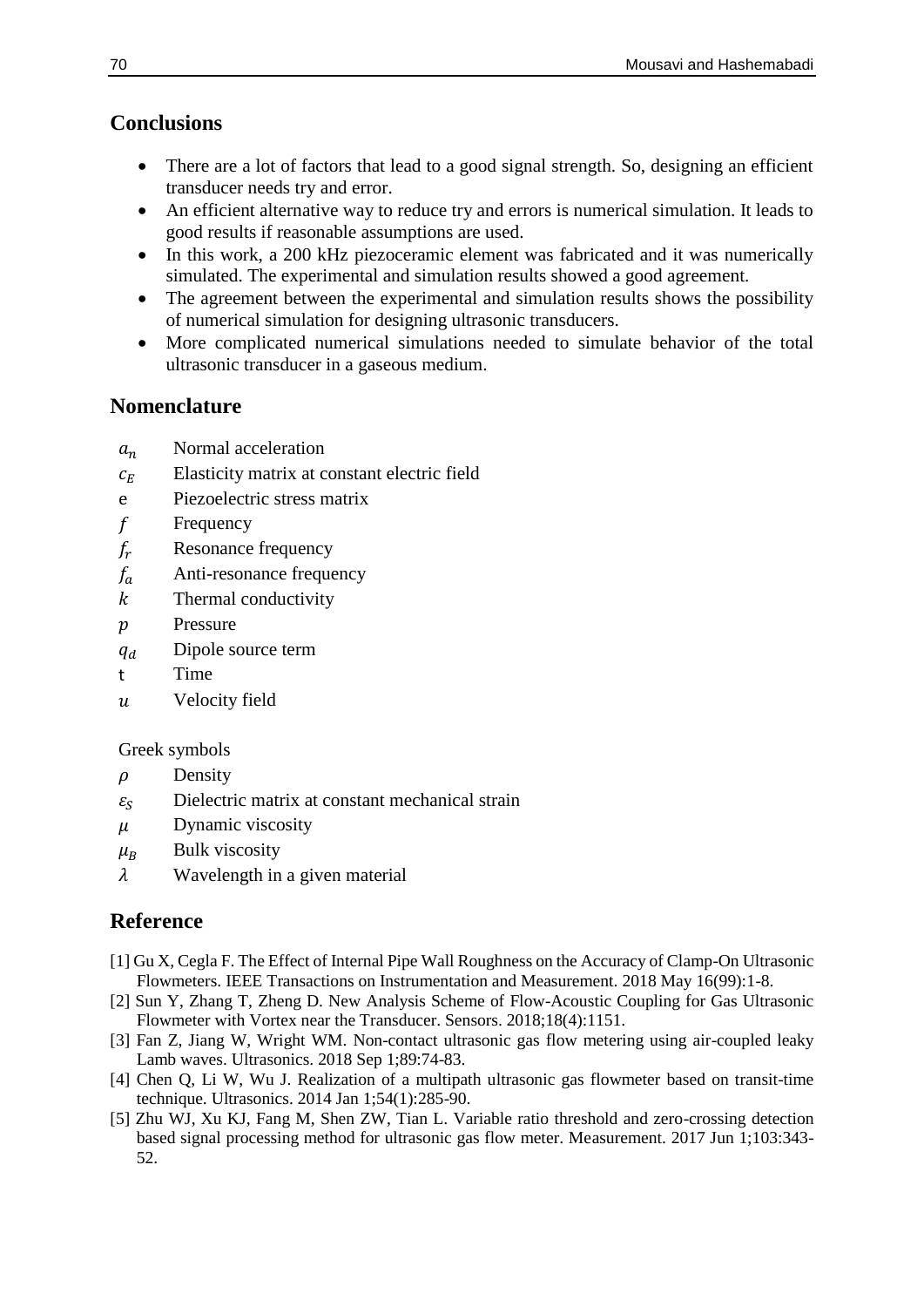## Conclusions

- There are a lot of factors that lead to a good signal strength. So, designing an efficient transducer needs try and error.
- An efficient alternative way to reduce try and errors is numerical simulation. It leads to good results if reasonable assumptions are used.
- In this work, a 200 kHz piezoceramic element was fabricated and it was numerically simulated. The experimental and simulation results showed a good agreement.
- The agreement between the experimental and simulation results shows the possibility of numerical simulation for designing ultrasonic transducers.
- More complicated numerical simulations needed to simulate behavior of the total ultrasonic transducer in a gaseous medium.

## Nomenclature

| | |
|---|---|
| $a_n$ | Normal acceleration |
| $c_E$ | Elasticity matrix at constant electric field |
| e | Piezoelectric stress matrix |
| $f$ | Frequency |
| $f_r$ | Resonance frequency |
| $f_a$ | Anti-resonance frequency |
| $k$ | Thermal conductivity |
| $p$ | Pressure |
| $q_d$ | Dipole source term |
| t | Time |
| $u$ | Velocity field |

Greek symbols

| | |
|---|---|
| $\rho$ | Density |
| $\varepsilon_S$ | Dielectric matrix at constant mechanical strain |
| $\mu$ | Dynamic viscosity |
| $\mu_B$ | Bulk viscosity |
| $\lambda$ | Wavelength in a given material |

## Reference

[1] Gu X, Cegla F. The Effect of Internal Pipe Wall Roughness on the Accuracy of Clamp-On Ultrasonic Flowmeters. IEEE Transactions on Instrumentation and Measurement. 2018 May 16(99):1-8.

[2] Sun Y, Zhang T, Zheng D. New Analysis Scheme of Flow-Acoustic Coupling for Gas Ultrasonic Flowmeter with Vortex near the Transducer. Sensors. 2018;18(4):1151.

[3] Fan Z, Jiang W, Wright WM. Non-contact ultrasonic gas flow metering using air-coupled leaky Lamb waves. Ultrasonics. 2018 Sep 1;89:74-83.

[4] Chen Q, Li W, Wu J. Realization of a multipath ultrasonic gas flowmeter based on transit-time technique. Ultrasonics. 2014 Jan 1;54(1):285-90.

[5] Zhu WJ, Xu KJ, Fang M, Shen ZW, Tian L. Variable ratio threshold and zero-crossing detection based signal processing method for ultrasonic gas flow meter. Measurement. 2017 Jun 1;103:343-52.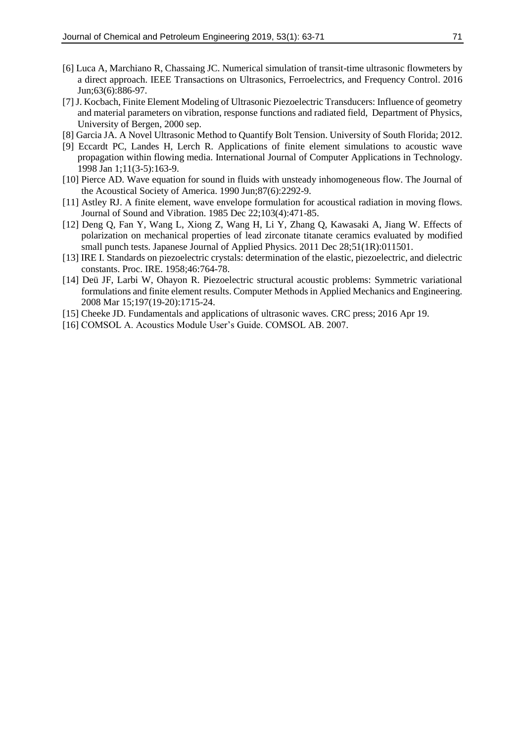[6] Luca A, Marchiano R, Chassaing JC. Numerical simulation of transit-time ultrasonic flowmeters by a direct approach. IEEE Transactions on Ultrasonics, Ferroelectrics, and Frequency Control. 2016 Jun;63(6):886-97.

[7] J. Kocbach, Finite Element Modeling of Ultrasonic Piezoelectric Transducers: Influence of geometry and material parameters on vibration, response functions and radiated field, Department of Physics, University of Bergen, 2000 sep.

[8] Garcia JA. A Novel Ultrasonic Method to Quantify Bolt Tension. University of South Florida; 2012.

[9] Eccardt PC, Landes H, Lerch R. Applications of finite element simulations to acoustic wave propagation within flowing media. International Journal of Computer Applications in Technology. 1998 Jan 1;11(3-5):163-9.

[10] Pierce AD. Wave equation for sound in fluids with unsteady inhomogeneous flow. The Journal of the Acoustical Society of America. 1990 Jun;87(6):2292-9.

[11] Astley RJ. A finite element, wave envelope formulation for acoustical radiation in moving flows. Journal of Sound and Vibration. 1985 Dec 22;103(4):471-85.

[12] Deng Q, Fan Y, Wang L, Xiong Z, Wang H, Li Y, Zhang Q, Kawasaki A, Jiang W. Effects of polarization on mechanical properties of lead zirconate titanate ceramics evaluated by modified small punch tests. Japanese Journal of Applied Physics. 2011 Dec 28;51(1R):011501.

[13] IRE I. Standards on piezoelectric crystals: determination of the elastic, piezoelectric, and dielectric constants. Proc. IRE. 1958;46:764-78.

[14] Deü JF, Larbi W, Ohayon R. Piezoelectric structural acoustic problems: Symmetric variational formulations and finite element results. Computer Methods in Applied Mechanics and Engineering. 2008 Mar 15;197(19-20):1715-24.

[15] Cheeke JD. Fundamentals and applications of ultrasonic waves. CRC press; 2016 Apr 19.

[16] COMSOL A. Acoustics Module User's Guide. COMSOL AB. 2007.